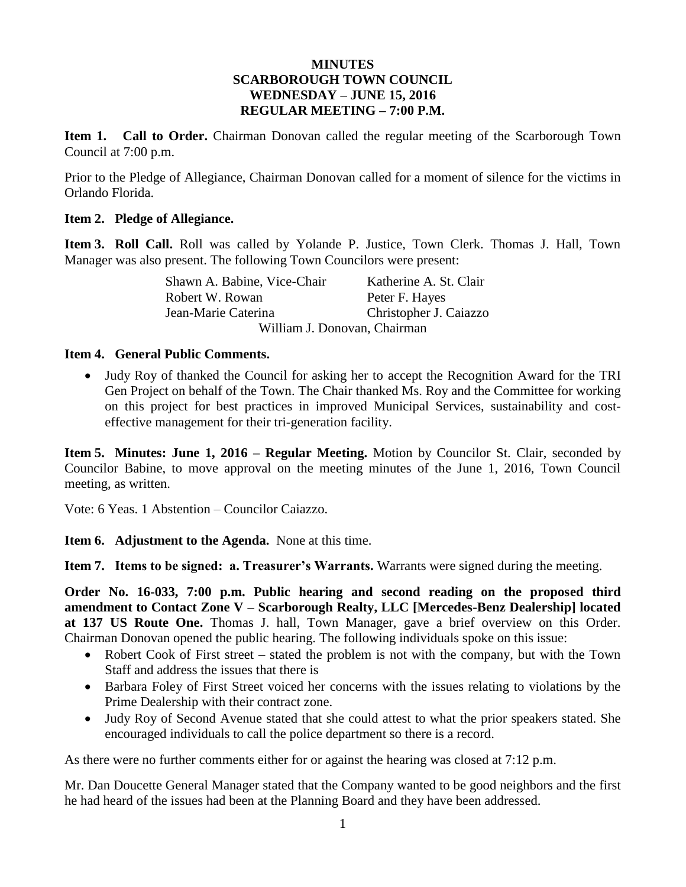# MINUTES
## SCARBOROUGH TOWN COUNCIL
## WEDNESDAY – JUNE 15, 2016
## REGULAR MEETING – 7:00 P.M.

**Item 1. Call to Order.** Chairman Donovan called the regular meeting of the Scarborough Town Council at 7:00 p.m.

Prior to the Pledge of Allegiance, Chairman Donovan called for a moment of silence for the victims in Orlando Florida.

**Item 2. Pledge of Allegiance.**

**Item 3. Roll Call.** Roll was called by Yolande P. Justice, Town Clerk. Thomas J. Hall, Town Manager was also present. The following Town Councilors were present:

| | |
|---|---|
| Shawn A. Babine, Vice-Chair | Katherine A. St. Clair |
| Robert W. Rowan | Peter F. Hayes |
| Jean-Marie Caterina | Christopher J. Caiazzo |

William J. Donovan, Chairman

**Item 4. General Public Comments.**

- Judy Roy of thanked the Council for asking her to accept the Recognition Award for the TRI Gen Project on behalf of the Town. The Chair thanked Ms. Roy and the Committee for working on this project for best practices in improved Municipal Services, sustainability and cost-effective management for their tri-generation facility.

**Item 5. Minutes: June 1, 2016 – Regular Meeting.** Motion by Councilor St. Clair, seconded by Councilor Babine, to move approval on the meeting minutes of the June 1, 2016, Town Council meeting, as written.

Vote: 6 Yeas. 1 Abstention – Councilor Caiazzo.

**Item 6. Adjustment to the Agenda.** None at this time.

**Item 7. Items to be signed: a. Treasurer's Warrants.** Warrants were signed during the meeting.

**Order No. 16-033, 7:00 p.m. Public hearing and second reading on the proposed third amendment to Contact Zone V – Scarborough Realty, LLC [Mercedes-Benz Dealership] located at 137 US Route One.** Thomas J. hall, Town Manager, gave a brief overview on this Order. Chairman Donovan opened the public hearing. The following individuals spoke on this issue:

- Robert Cook of First street – stated the problem is not with the company, but with the Town Staff and address the issues that there is
- Barbara Foley of First Street voiced her concerns with the issues relating to violations by the Prime Dealership with their contract zone.
- Judy Roy of Second Avenue stated that she could attest to what the prior speakers stated. She encouraged individuals to call the police department so there is a record.

As there were no further comments either for or against the hearing was closed at 7:12 p.m.

Mr. Dan Doucette General Manager stated that the Company wanted to be good neighbors and the first he had heard of the issues had been at the Planning Board and they have been addressed.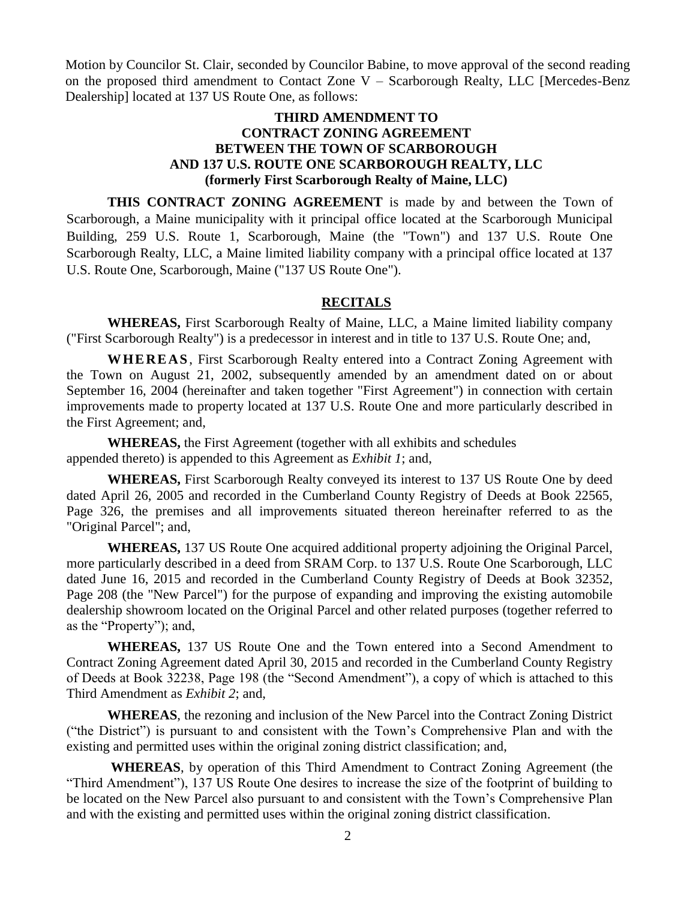Motion by Councilor St. Clair, seconded by Councilor Babine, to move approval of the second reading on the proposed third amendment to Contact Zone V – Scarborough Realty, LLC [Mercedes-Benz Dealership] located at 137 US Route One, as follows:

**THIRD AMENDMENT TO CONTRACT ZONING AGREEMENT BETWEEN THE TOWN OF SCARBOROUGH AND 137 U.S. ROUTE ONE SCARBOROUGH REALTY, LLC (formerly First Scarborough Realty of Maine, LLC)**

**THIS CONTRACT ZONING AGREEMENT** is made by and between the Town of Scarborough, a Maine municipality with it principal office located at the Scarborough Municipal Building, 259 U.S. Route 1, Scarborough, Maine (the "Town") and 137 U.S. Route One Scarborough Realty, LLC, a Maine limited liability company with a principal office located at 137 U.S. Route One, Scarborough, Maine ("137 US Route One").

## RECITALS

**WHEREAS,** First Scarborough Realty of Maine, LLC, a Maine limited liability company ("First Scarborough Realty") is a predecessor in interest and in title to 137 U.S. Route One; and,

**WHEREAS**, First Scarborough Realty entered into a Contract Zoning Agreement with the Town on August 21, 2002, subsequently amended by an amendment dated on or about September 16, 2004 (hereinafter and taken together "First Agreement") in connection with certain improvements made to property located at 137 U.S. Route One and more particularly described in the First Agreement; and,

**WHEREAS,** the First Agreement (together with all exhibits and schedules appended thereto) is appended to this Agreement as *Exhibit 1*; and,

**WHEREAS,** First Scarborough Realty conveyed its interest to 137 US Route One by deed dated April 26, 2005 and recorded in the Cumberland County Registry of Deeds at Book 22565, Page 326, the premises and all improvements situated thereon hereinafter referred to as the "Original Parcel"; and,

**WHEREAS,** 137 US Route One acquired additional property adjoining the Original Parcel, more particularly described in a deed from SRAM Corp. to 137 U.S. Route One Scarborough, LLC dated June 16, 2015 and recorded in the Cumberland County Registry of Deeds at Book 32352, Page 208 (the "New Parcel") for the purpose of expanding and improving the existing automobile dealership showroom located on the Original Parcel and other related purposes (together referred to as the "Property"); and,

**WHEREAS,** 137 US Route One and the Town entered into a Second Amendment to Contract Zoning Agreement dated April 30, 2015 and recorded in the Cumberland County Registry of Deeds at Book 32238, Page 198 (the "Second Amendment"), a copy of which is attached to this Third Amendment as *Exhibit 2*; and,

**WHEREAS**, the rezoning and inclusion of the New Parcel into the Contract Zoning District ("the District") is pursuant to and consistent with the Town's Comprehensive Plan and with the existing and permitted uses within the original zoning district classification; and,

**WHEREAS**, by operation of this Third Amendment to Contract Zoning Agreement (the "Third Amendment"), 137 US Route One desires to increase the size of the footprint of building to be located on the New Parcel also pursuant to and consistent with the Town's Comprehensive Plan and with the existing and permitted uses within the original zoning district classification.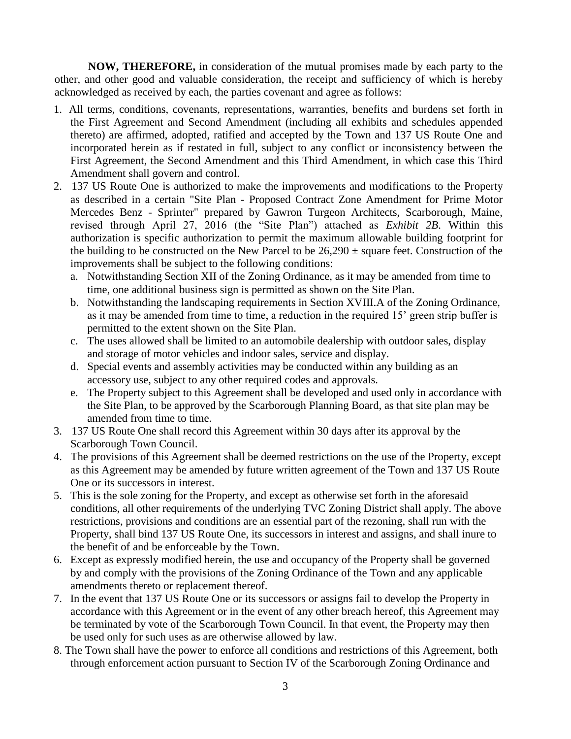**NOW, THEREFORE,** in consideration of the mutual promises made by each party to the other, and other good and valuable consideration, the receipt and sufficiency of which is hereby acknowledged as received by each, the parties covenant and agree as follows:

1. All terms, conditions, covenants, representations, warranties, benefits and burdens set forth in the First Agreement and Second Amendment (including all exhibits and schedules appended thereto) are affirmed, adopted, ratified and accepted by the Town and 137 US Route One and incorporated herein as if restated in full, subject to any conflict or inconsistency between the First Agreement, the Second Amendment and this Third Amendment, in which case this Third Amendment shall govern and control.
2. 137 US Route One is authorized to make the improvements and modifications to the Property as described in a certain "Site Plan - Proposed Contract Zone Amendment for Prime Motor Mercedes Benz - Sprinter" prepared by Gawron Turgeon Architects, Scarborough, Maine, revised through April 27, 2016 (the "Site Plan") attached as *Exhibit 2B*. Within this authorization is specific authorization to permit the maximum allowable building footprint for the building to be constructed on the New Parcel to be 26,290 ± square feet. Construction of the improvements shall be subject to the following conditions:
   a. Notwithstanding Section XII of the Zoning Ordinance, as it may be amended from time to time, one additional business sign is permitted as shown on the Site Plan.
   b. Notwithstanding the landscaping requirements in Section XVIII.A of the Zoning Ordinance, as it may be amended from time to time, a reduction in the required 15' green strip buffer is permitted to the extent shown on the Site Plan.
   c. The uses allowed shall be limited to an automobile dealership with outdoor sales, display and storage of motor vehicles and indoor sales, service and display.
   d. Special events and assembly activities may be conducted within any building as an accessory use, subject to any other required codes and approvals.
   e. The Property subject to this Agreement shall be developed and used only in accordance with the Site Plan, to be approved by the Scarborough Planning Board, as that site plan may be amended from time to time.
3. 137 US Route One shall record this Agreement within 30 days after its approval by the Scarborough Town Council.
4. The provisions of this Agreement shall be deemed restrictions on the use of the Property, except as this Agreement may be amended by future written agreement of the Town and 137 US Route One or its successors in interest.
5. This is the sole zoning for the Property, and except as otherwise set forth in the aforesaid conditions, all other requirements of the underlying TVC Zoning District shall apply. The above restrictions, provisions and conditions are an essential part of the rezoning, shall run with the Property, shall bind 137 US Route One, its successors in interest and assigns, and shall inure to the benefit of and be enforceable by the Town.
6. Except as expressly modified herein, the use and occupancy of the Property shall be governed by and comply with the provisions of the Zoning Ordinance of the Town and any applicable amendments thereto or replacement thereof.
7. In the event that 137 US Route One or its successors or assigns fail to develop the Property in accordance with this Agreement or in the event of any other breach hereof, this Agreement may be terminated by vote of the Scarborough Town Council. In that event, the Property may then be used only for such uses as are otherwise allowed by law.
8. The Town shall have the power to enforce all conditions and restrictions of this Agreement, both through enforcement action pursuant to Section IV of the Scarborough Zoning Ordinance and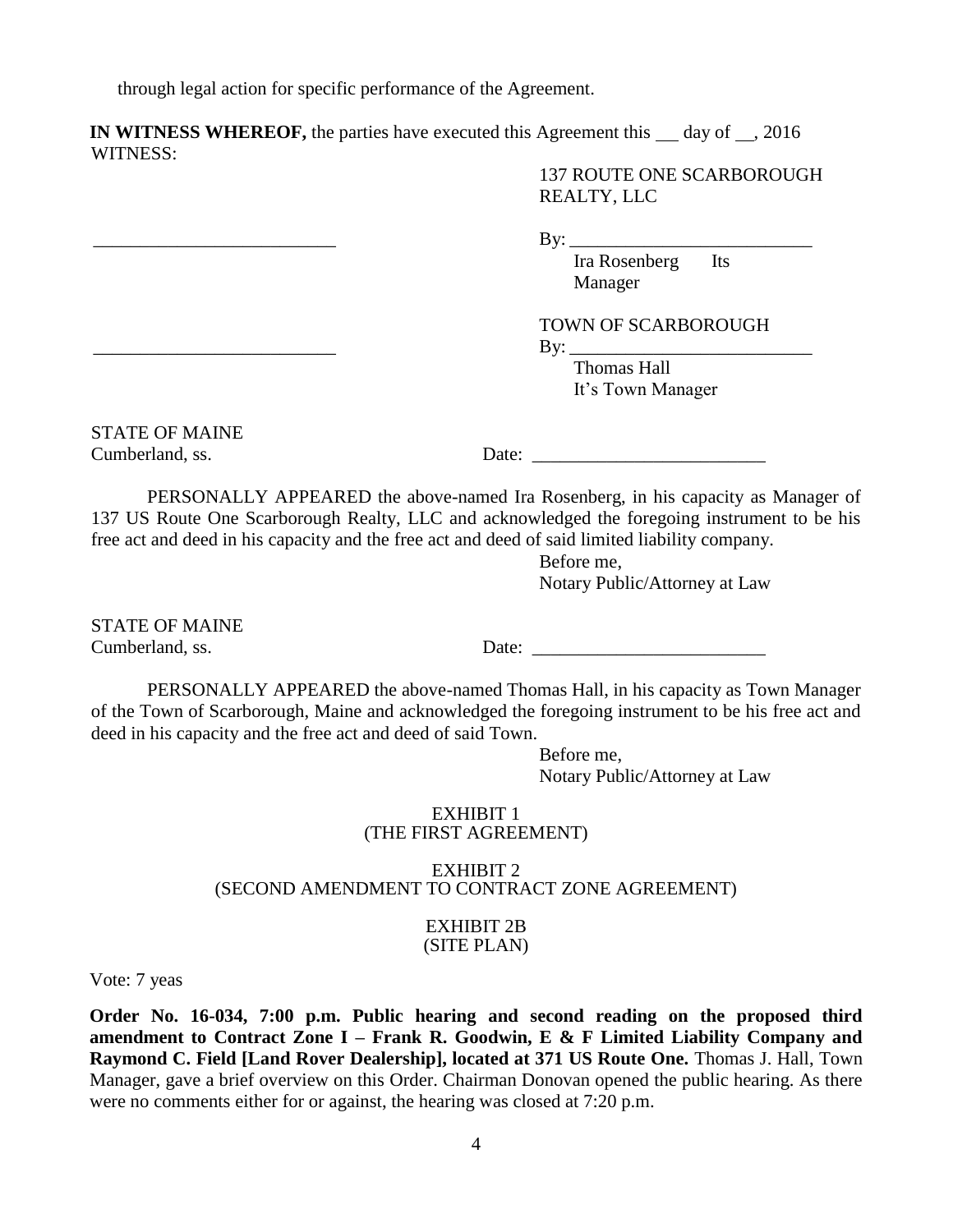through legal action for specific performance of the Agreement.

**IN WITNESS WHEREOF,** the parties have executed this Agreement this __ day of __, 2016
WITNESS:

137 ROUTE ONE SCARBOROUGH REALTY, LLC

__________________________ By: __________________________
Ira Rosenberg Its Manager

TOWN OF SCARBOROUGH

__________________________ By: __________________________
Thomas Hall
It's Town Manager

STATE OF MAINE
Cumberland, ss. Date: ________________________

PERSONALLY APPEARED the above-named Ira Rosenberg, in his capacity as Manager of 137 US Route One Scarborough Realty, LLC and acknowledged the foregoing instrument to be his free act and deed in his capacity and the free act and deed of said limited liability company.

Before me,
Notary Public/Attorney at Law

STATE OF MAINE
Cumberland, ss. Date: ________________________

PERSONALLY APPEARED the above-named Thomas Hall, in his capacity as Town Manager of the Town of Scarborough, Maine and acknowledged the foregoing instrument to be his free act and deed in his capacity and the free act and deed of said Town.

Before me,
Notary Public/Attorney at Law

EXHIBIT 1
(THE FIRST AGREEMENT)

EXHIBIT 2
(SECOND AMENDMENT TO CONTRACT ZONE AGREEMENT)

EXHIBIT 2B
(SITE PLAN)

Vote: 7 yeas

**Order No. 16-034, 7:00 p.m. Public hearing and second reading on the proposed third amendment to Contract Zone I – Frank R. Goodwin, E & F Limited Liability Company and Raymond C. Field [Land Rover Dealership], located at 371 US Route One.** Thomas J. Hall, Town Manager, gave a brief overview on this Order. Chairman Donovan opened the public hearing. As there were no comments either for or against, the hearing was closed at 7:20 p.m.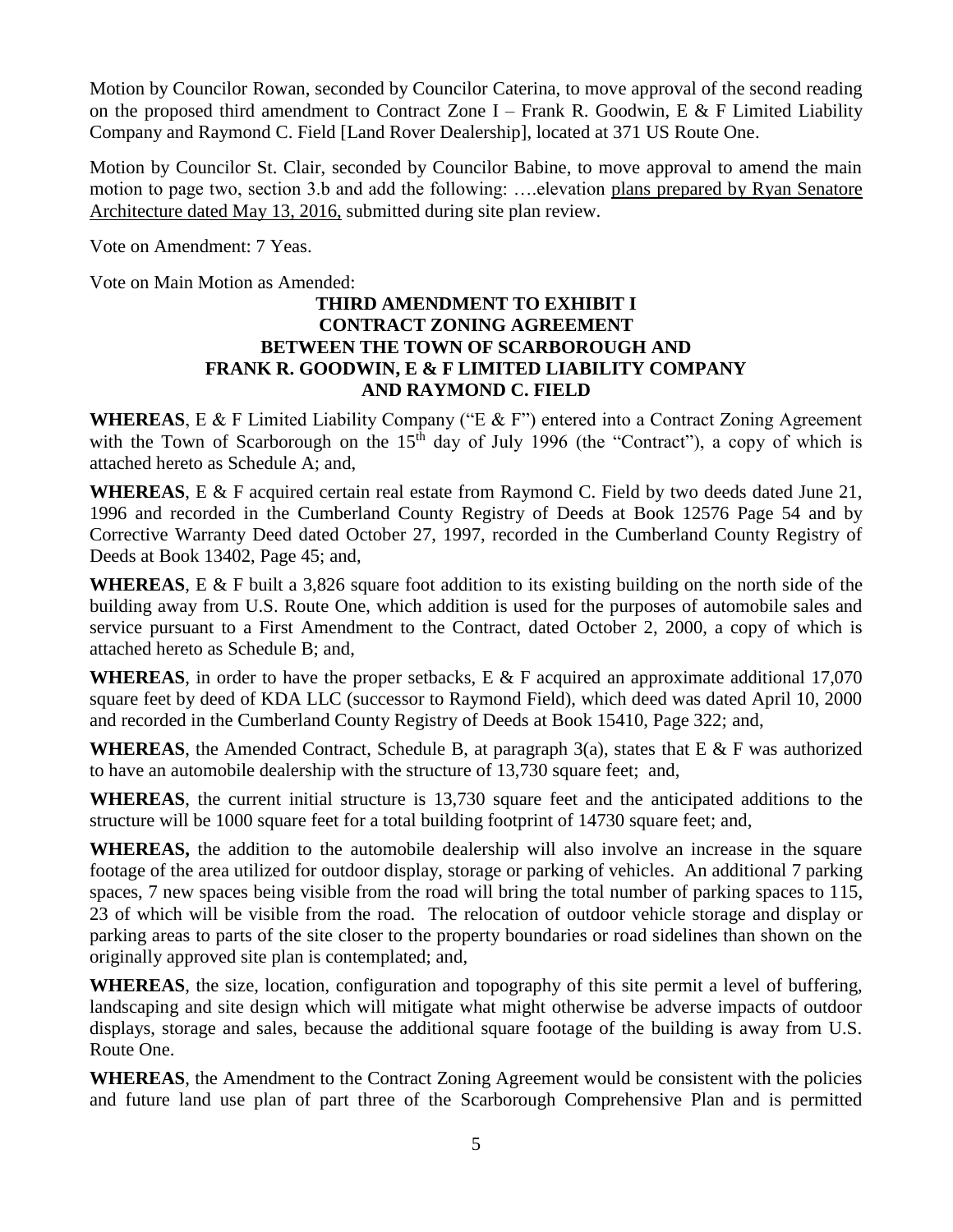Motion by Councilor Rowan, seconded by Councilor Caterina, to move approval of the second reading on the proposed third amendment to Contract Zone I – Frank R. Goodwin, E & F Limited Liability Company and Raymond C. Field [Land Rover Dealership], located at 371 US Route One.

Motion by Councilor St. Clair, seconded by Councilor Babine, to move approval to amend the main motion to page two, section 3.b and add the following: ….elevation <u>plans prepared by Ryan Senatore Architecture dated May 13, 2016,</u> submitted during site plan review.

Vote on Amendment: 7 Yeas.

Vote on Main Motion as Amended:

**THIRD AMENDMENT TO EXHIBIT I**
**CONTRACT ZONING AGREEMENT**
**BETWEEN THE TOWN OF SCARBOROUGH AND**
**FRANK R. GOODWIN, E & F LIMITED LIABILITY COMPANY**
**AND RAYMOND C. FIELD**

**WHEREAS**, E & F Limited Liability Company ("E & F") entered into a Contract Zoning Agreement with the Town of Scarborough on the 15th day of July 1996 (the "Contract"), a copy of which is attached hereto as Schedule A; and,

**WHEREAS**, E & F acquired certain real estate from Raymond C. Field by two deeds dated June 21, 1996 and recorded in the Cumberland County Registry of Deeds at Book 12576 Page 54 and by Corrective Warranty Deed dated October 27, 1997, recorded in the Cumberland County Registry of Deeds at Book 13402, Page 45; and,

**WHEREAS**, E & F built a 3,826 square foot addition to its existing building on the north side of the building away from U.S. Route One, which addition is used for the purposes of automobile sales and service pursuant to a First Amendment to the Contract, dated October 2, 2000, a copy of which is attached hereto as Schedule B; and,

**WHEREAS**, in order to have the proper setbacks, E & F acquired an approximate additional 17,070 square feet by deed of KDA LLC (successor to Raymond Field), which deed was dated April 10, 2000 and recorded in the Cumberland County Registry of Deeds at Book 15410, Page 322; and,

**WHEREAS**, the Amended Contract, Schedule B, at paragraph 3(a), states that E & F was authorized to have an automobile dealership with the structure of 13,730 square feet; and,

**WHEREAS**, the current initial structure is 13,730 square feet and the anticipated additions to the structure will be 1000 square feet for a total building footprint of 14730 square feet; and,

**WHEREAS,** the addition to the automobile dealership will also involve an increase in the square footage of the area utilized for outdoor display, storage or parking of vehicles. An additional 7 parking spaces, 7 new spaces being visible from the road will bring the total number of parking spaces to 115, 23 of which will be visible from the road. The relocation of outdoor vehicle storage and display or parking areas to parts of the site closer to the property boundaries or road sidelines than shown on the originally approved site plan is contemplated; and,

**WHEREAS**, the size, location, configuration and topography of this site permit a level of buffering, landscaping and site design which will mitigate what might otherwise be adverse impacts of outdoor displays, storage and sales, because the additional square footage of the building is away from U.S. Route One.

**WHEREAS**, the Amendment to the Contract Zoning Agreement would be consistent with the policies and future land use plan of part three of the Scarborough Comprehensive Plan and is permitted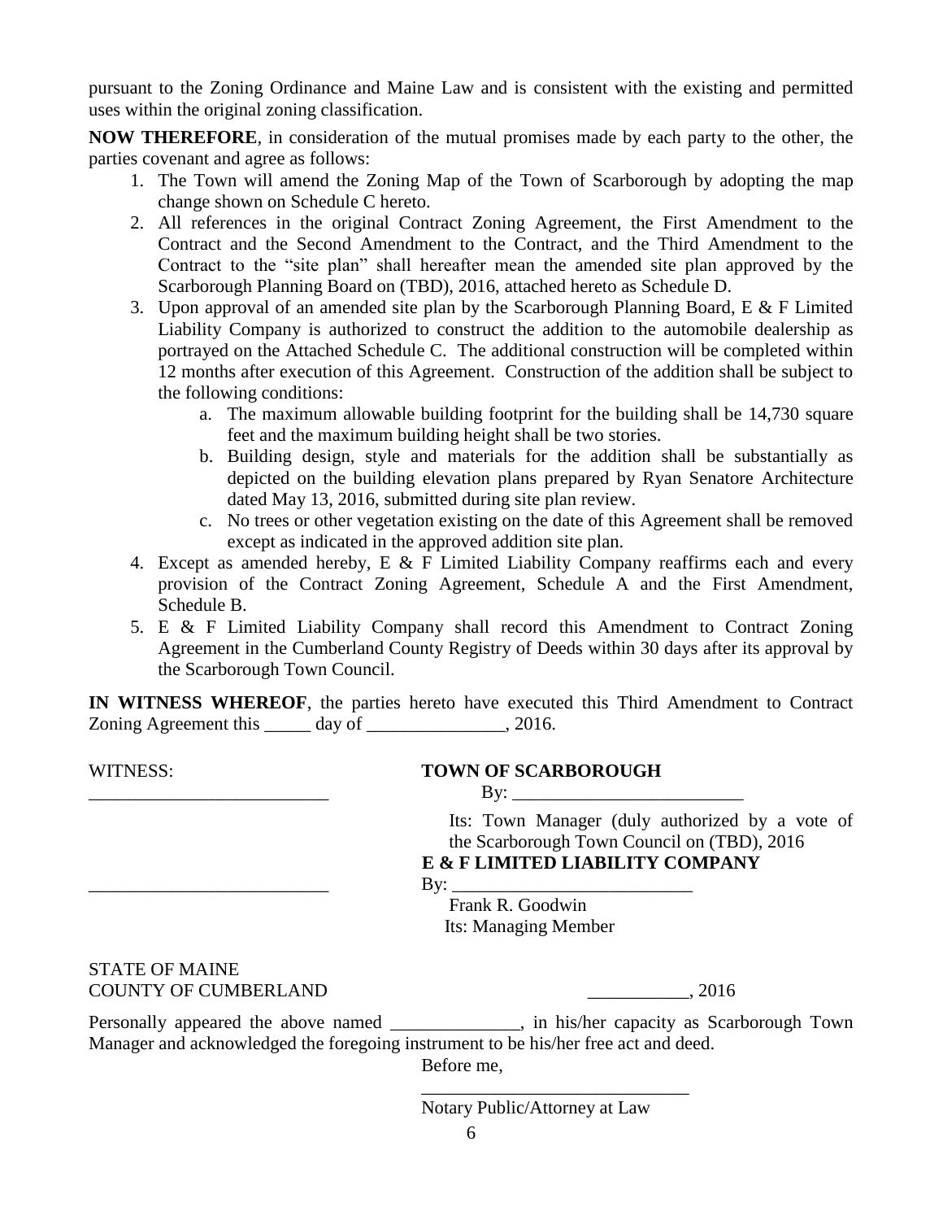pursuant to the Zoning Ordinance and Maine Law and is consistent with the existing and permitted uses within the original zoning classification.

**NOW THEREFORE**, in consideration of the mutual promises made by each party to the other, the parties covenant and agree as follows:

1. The Town will amend the Zoning Map of the Town of Scarborough by adopting the map change shown on Schedule C hereto.
2. All references in the original Contract Zoning Agreement, the First Amendment to the Contract and the Second Amendment to the Contract, and the Third Amendment to the Contract to the "site plan" shall hereafter mean the amended site plan approved by the Scarborough Planning Board on (TBD), 2016, attached hereto as Schedule D.
3. Upon approval of an amended site plan by the Scarborough Planning Board, E & F Limited Liability Company is authorized to construct the addition to the automobile dealership as portrayed on the Attached Schedule C. The additional construction will be completed within 12 months after execution of this Agreement. Construction of the addition shall be subject to the following conditions:
   a. The maximum allowable building footprint for the building shall be 14,730 square feet and the maximum building height shall be two stories.
   b. Building design, style and materials for the addition shall be substantially as depicted on the building elevation plans prepared by Ryan Senatore Architecture dated May 13, 2016, submitted during site plan review.
   c. No trees or other vegetation existing on the date of this Agreement shall be removed except as indicated in the approved addition site plan.
4. Except as amended hereby, E & F Limited Liability Company reaffirms each and every provision of the Contract Zoning Agreement, Schedule A and the First Amendment, Schedule B.
5. E & F Limited Liability Company shall record this Amendment to Contract Zoning Agreement in the Cumberland County Registry of Deeds within 30 days after its approval by the Scarborough Town Council.

**IN WITNESS WHEREOF**, the parties hereto have executed this Third Amendment to Contract Zoning Agreement this _____ day of _______________, 2016.

WITNESS: **TOWN OF SCARBOROUGH**

__________________________ By: _________________________

Its: Town Manager (duly authorized by a vote of the Scarborough Town Council on (TBD), 2016

**E & F LIMITED LIABILITY COMPANY**

__________________________ By: __________________________

Frank R. Goodwin
Its: Managing Member

STATE OF MAINE
COUNTY OF CUMBERLAND ___________, 2016

Personally appeared the above named ______________, in his/her capacity as Scarborough Town Manager and acknowledged the foregoing instrument to be his/her free act and deed.

Before me,

_____________________________
Notary Public/Attorney at Law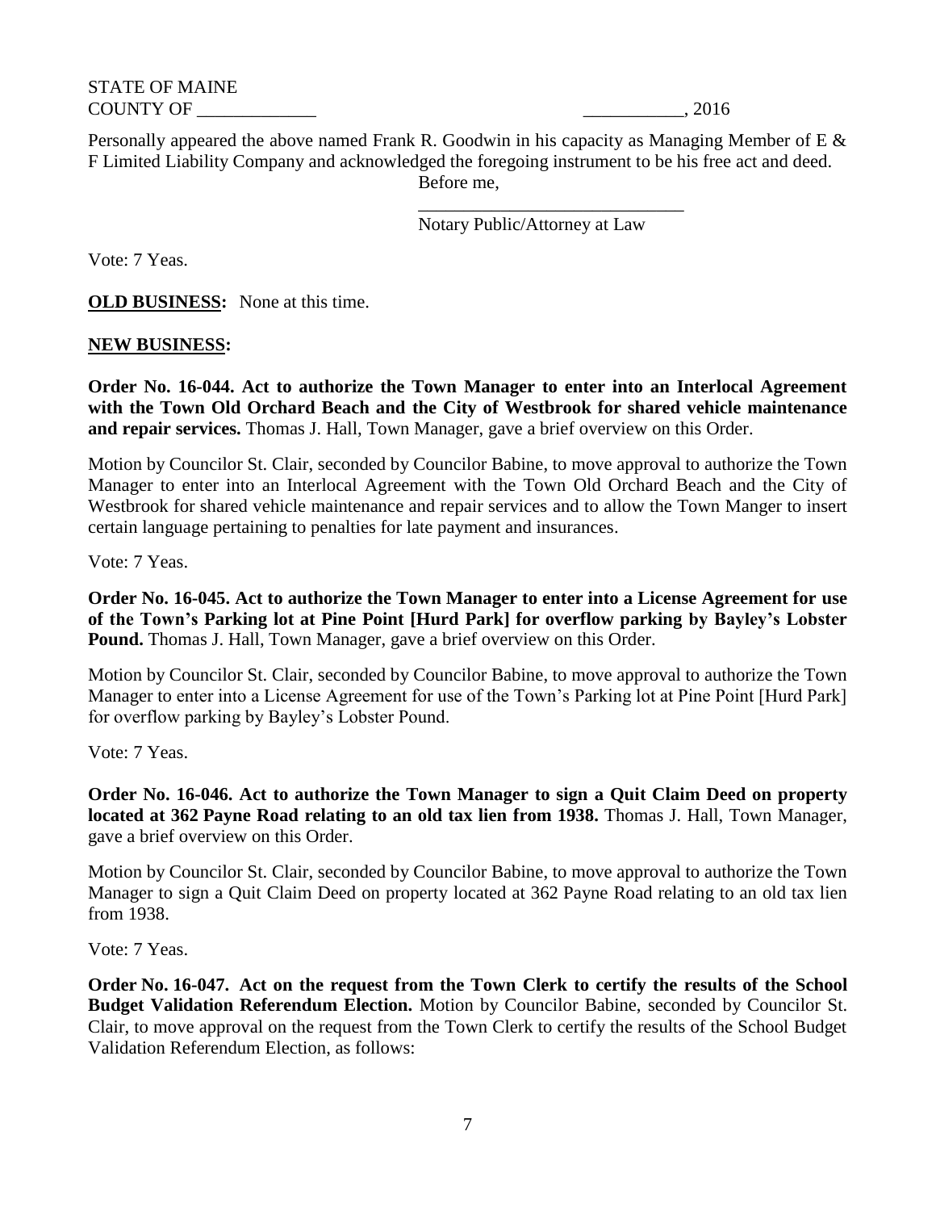STATE OF MAINE
COUNTY OF _____________ ___________, 2016

Personally appeared the above named Frank R. Goodwin in his capacity as Managing Member of E & F Limited Liability Company and acknowledged the foregoing instrument to be his free act and deed.

Before me,

_____________________________
Notary Public/Attorney at Law

Vote: 7 Yeas.

**OLD BUSINESS:** None at this time.

**NEW BUSINESS:**

**Order No. 16-044. Act to authorize the Town Manager to enter into an Interlocal Agreement with the Town Old Orchard Beach and the City of Westbrook for shared vehicle maintenance and repair services.** Thomas J. Hall, Town Manager, gave a brief overview on this Order.

Motion by Councilor St. Clair, seconded by Councilor Babine, to move approval to authorize the Town Manager to enter into an Interlocal Agreement with the Town Old Orchard Beach and the City of Westbrook for shared vehicle maintenance and repair services and to allow the Town Manger to insert certain language pertaining to penalties for late payment and insurances.

Vote: 7 Yeas.

**Order No. 16-045. Act to authorize the Town Manager to enter into a License Agreement for use of the Town's Parking lot at Pine Point [Hurd Park] for overflow parking by Bayley's Lobster Pound.** Thomas J. Hall, Town Manager, gave a brief overview on this Order.

Motion by Councilor St. Clair, seconded by Councilor Babine, to move approval to authorize the Town Manager to enter into a License Agreement for use of the Town's Parking lot at Pine Point [Hurd Park] for overflow parking by Bayley's Lobster Pound.

Vote: 7 Yeas.

**Order No. 16-046. Act to authorize the Town Manager to sign a Quit Claim Deed on property located at 362 Payne Road relating to an old tax lien from 1938.** Thomas J. Hall, Town Manager, gave a brief overview on this Order.

Motion by Councilor St. Clair, seconded by Councilor Babine, to move approval to authorize the Town Manager to sign a Quit Claim Deed on property located at 362 Payne Road relating to an old tax lien from 1938.

Vote: 7 Yeas.

**Order No. 16-047. Act on the request from the Town Clerk to certify the results of the School Budget Validation Referendum Election.** Motion by Councilor Babine, seconded by Councilor St. Clair, to move approval on the request from the Town Clerk to certify the results of the School Budget Validation Referendum Election, as follows: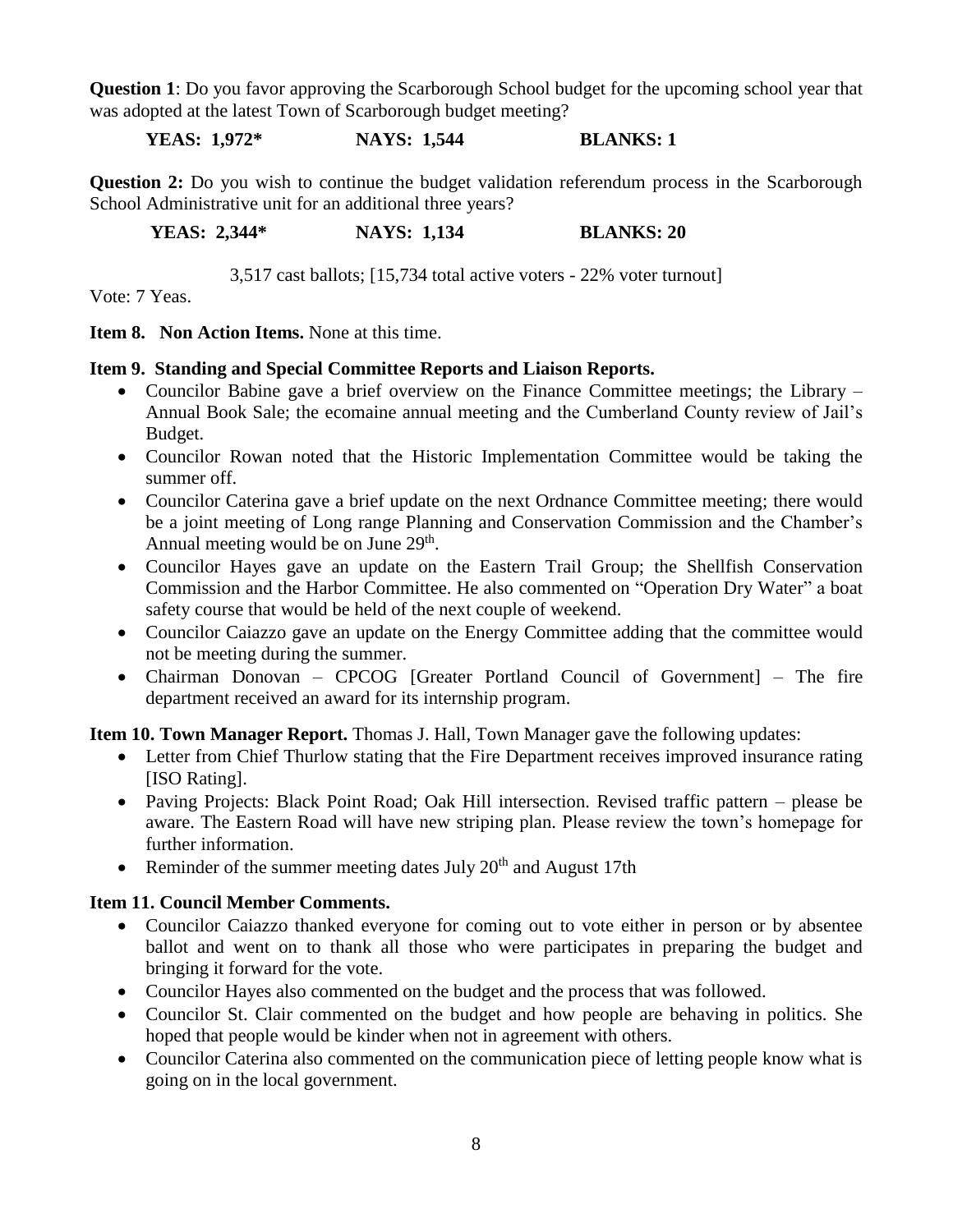**Question 1**: Do you favor approving the Scarborough School budget for the upcoming school year that was adopted at the latest Town of Scarborough budget meeting?

**YEAS: 1,972*** **NAYS: 1,544** **BLANKS: 1**

**Question 2:** Do you wish to continue the budget validation referendum process in the Scarborough School Administrative unit for an additional three years?

**YEAS: 2,344*** **NAYS: 1,134** **BLANKS: 20**

3,517 cast ballots; [15,734 total active voters - 22% voter turnout]

Vote: 7 Yeas.

**Item 8. Non Action Items.** None at this time.

**Item 9. Standing and Special Committee Reports and Liaison Reports.**

- Councilor Babine gave a brief overview on the Finance Committee meetings; the Library – Annual Book Sale; the ecomaine annual meeting and the Cumberland County review of Jail's Budget.
- Councilor Rowan noted that the Historic Implementation Committee would be taking the summer off.
- Councilor Caterina gave a brief update on the next Ordnance Committee meeting; there would be a joint meeting of Long range Planning and Conservation Commission and the Chamber's Annual meeting would be on June 29th.
- Councilor Hayes gave an update on the Eastern Trail Group; the Shellfish Conservation Commission and the Harbor Committee. He also commented on "Operation Dry Water" a boat safety course that would be held of the next couple of weekend.
- Councilor Caiazzo gave an update on the Energy Committee adding that the committee would not be meeting during the summer.
- Chairman Donovan – CPCOG [Greater Portland Council of Government] – The fire department received an award for its internship program.

**Item 10. Town Manager Report.** Thomas J. Hall, Town Manager gave the following updates:

- Letter from Chief Thurlow stating that the Fire Department receives improved insurance rating [ISO Rating].
- Paving Projects: Black Point Road; Oak Hill intersection. Revised traffic pattern – please be aware. The Eastern Road will have new striping plan. Please review the town's homepage for further information.
- Reminder of the summer meeting dates July 20th and August 17th

**Item 11. Council Member Comments.**

- Councilor Caiazzo thanked everyone for coming out to vote either in person or by absentee ballot and went on to thank all those who were participates in preparing the budget and bringing it forward for the vote.
- Councilor Hayes also commented on the budget and the process that was followed.
- Councilor St. Clair commented on the budget and how people are behaving in politics. She hoped that people would be kinder when not in agreement with others.
- Councilor Caterina also commented on the communication piece of letting people know what is going on in the local government.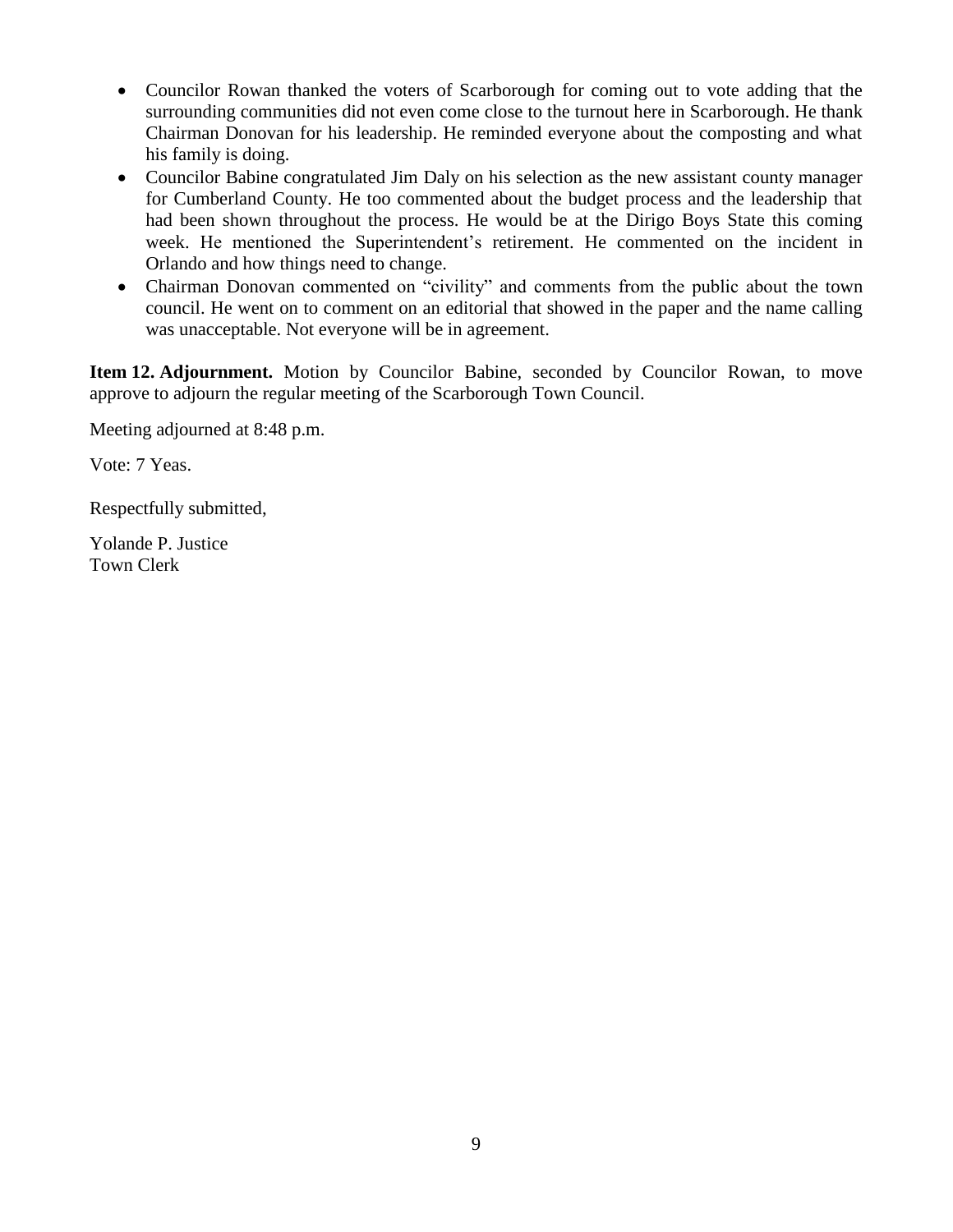- Councilor Rowan thanked the voters of Scarborough for coming out to vote adding that the surrounding communities did not even come close to the turnout here in Scarborough. He thank Chairman Donovan for his leadership. He reminded everyone about the composting and what his family is doing.
- Councilor Babine congratulated Jim Daly on his selection as the new assistant county manager for Cumberland County. He too commented about the budget process and the leadership that had been shown throughout the process. He would be at the Dirigo Boys State this coming week. He mentioned the Superintendent's retirement. He commented on the incident in Orlando and how things need to change.
- Chairman Donovan commented on "civility" and comments from the public about the town council. He went on to comment on an editorial that showed in the paper and the name calling was unacceptable. Not everyone will be in agreement.

**Item 12. Adjournment.** Motion by Councilor Babine, seconded by Councilor Rowan, to move approve to adjourn the regular meeting of the Scarborough Town Council.

Meeting adjourned at 8:48 p.m.

Vote: 7 Yeas.

Respectfully submitted,

Yolande P. Justice
Town Clerk